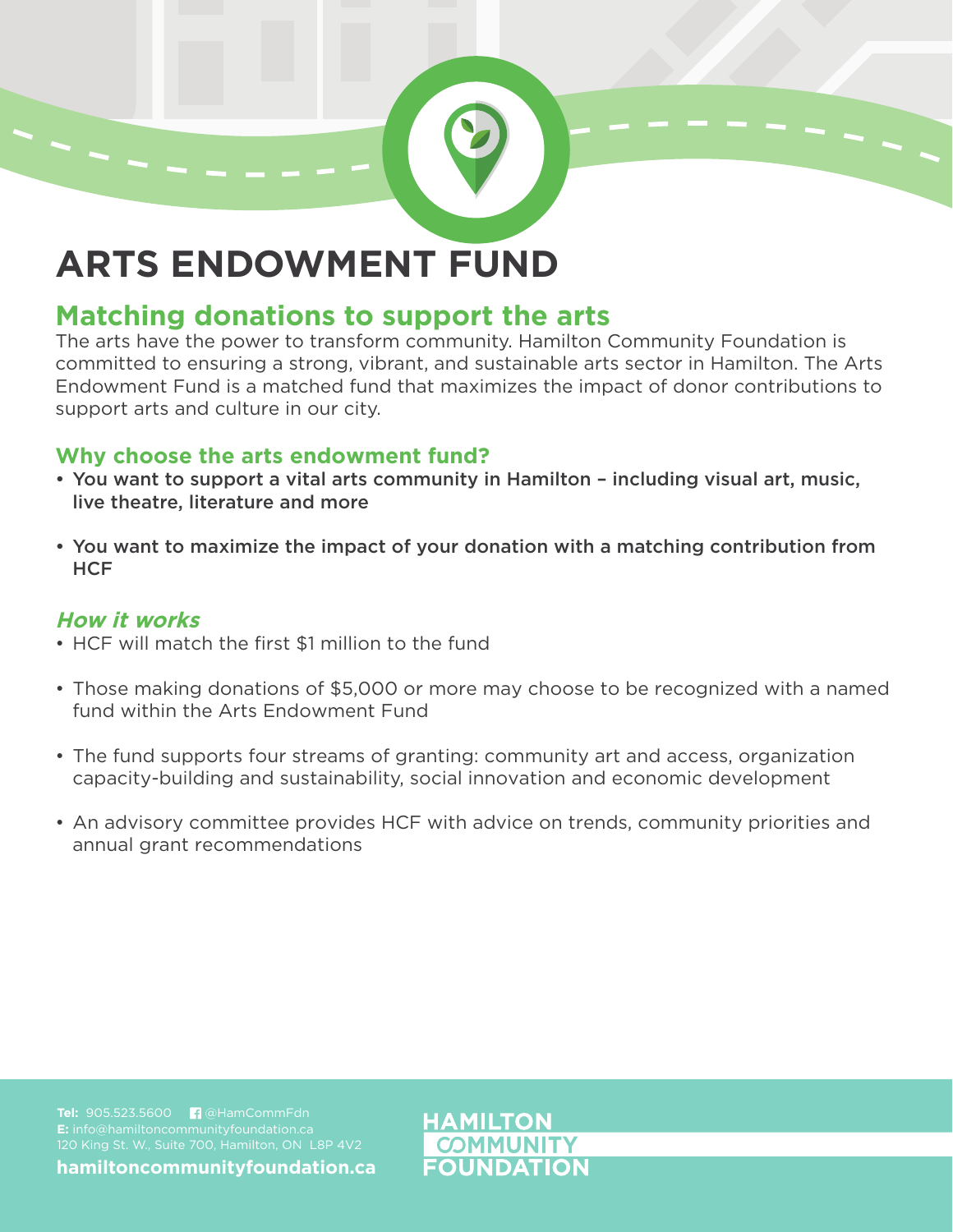# ARTS ENDOWMENT FUND

## Matching donations to support the arts

The arts have the power to transform community. Hamilton Community Foundation is committed to ensuring a strong, vibrant, and sustainable arts sector in Hamilton. The Arts Endowment Fund is a matched fund that maximizes the impact of donor contributions to support arts and culture in our city.

### Why choose the arts endowment fund?

- **You want to support a vital arts community in Hamilton – including visual art, music, live theatre, literature and more**
- **You want to maximize the impact of your donation with a matching contribution from HCF**

### *How it works*

- HCF will match the first $1 million to the fund
- Those making donations of $5,000 or more may choose to be recognized with a named fund within the Arts Endowment Fund
- The fund supports four streams of granting: community art and access, organization capacity-building and sustainability, social innovation and economic development
- An advisory committee provides HCF with advice on trends, community priorities and annual grant recommendations

**Tel:** 905.523.5600 @HamCommFdn
**E:** info@hamiltoncommunityfoundation.ca
120 King St. W., Suite 700, Hamilton, ON L8P 4V2

**hamiltoncommunityfoundation.ca**

HAMILTON COMMUNITY FOUNDATION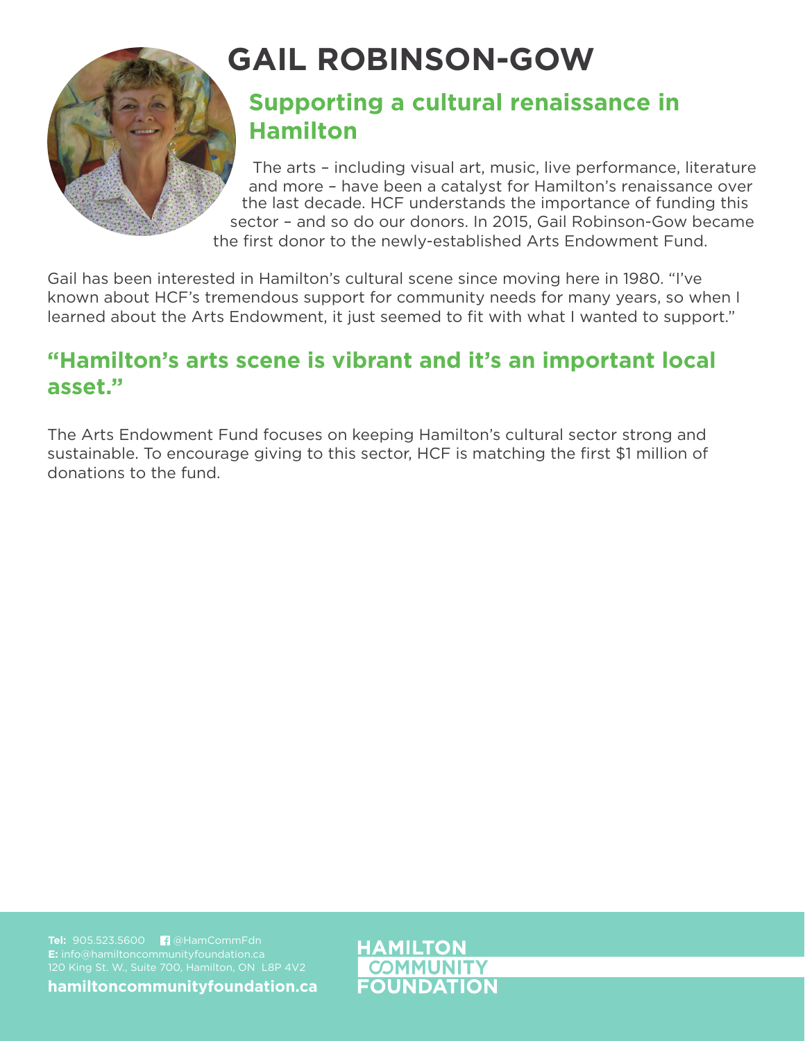# GAIL ROBINSON-GOW

## Supporting a cultural renaissance in Hamilton

The arts – including visual art, music, live performance, literature and more – have been a catalyst for Hamilton's renaissance over the last decade. HCF understands the importance of funding this sector – and so do our donors. In 2015, Gail Robinson-Gow became the first donor to the newly-established Arts Endowment Fund.

Gail has been interested in Hamilton's cultural scene since moving here in 1980. "I've known about HCF's tremendous support for community needs for many years, so when I learned about the Arts Endowment, it just seemed to fit with what I wanted to support."

## "Hamilton's arts scene is vibrant and it's an important local asset."

The Arts Endowment Fund focuses on keeping Hamilton's cultural sector strong and sustainable. To encourage giving to this sector, HCF is matching the first $1 million of donations to the fund.

**Tel:** 905.523.5600 @HamCommFdn
**E:** info@hamiltoncommunityfoundation.ca
120 King St. W., Suite 700, Hamilton, ON L8P 4V2

**hamiltoncommunityfoundation.ca**

HAMILTON COMMUNITY FOUNDATION